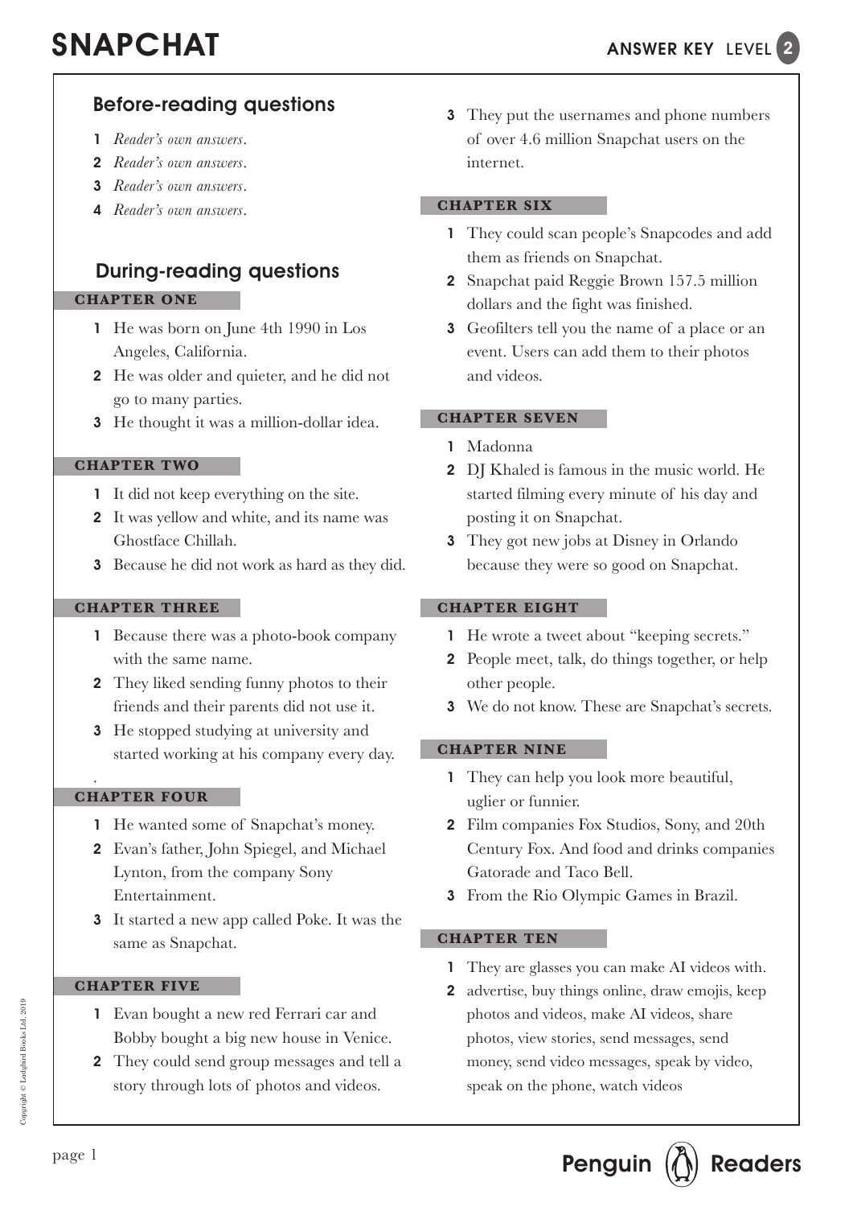# SNAPCHAT

ANSWER KEY LEVEL 2

## Before-reading questions

1. *Reader's own answers.*
2. *Reader's own answers.*
3. *Reader's own answers.*
4. *Reader's own answers.*

## During-reading questions

### CHAPTER ONE

1. He was born on June 4th 1990 in Los Angeles, California.
2. He was older and quieter, and he did not go to many parties.
3. He thought it was a million-dollar idea.

### CHAPTER TWO

1. It did not keep everything on the site.
2. It was yellow and white, and its name was Ghostface Chillah.
3. Because he did not work as hard as they did.

### CHAPTER THREE

1. Because there was a photo-book company with the same name.
2. They liked sending funny photos to their friends and their parents did not use it.
3. He stopped studying at university and started working at his company every day.

### CHAPTER FOUR

1. He wanted some of Snapchat's money.
2. Evan's father, John Spiegel, and Michael Lynton, from the company Sony Entertainment.
3. It started a new app called Poke. It was the same as Snapchat.

### CHAPTER FIVE

1. Evan bought a new red Ferrari car and Bobby bought a big new house in Venice.
2. They could send group messages and tell a story through lots of photos and videos.
3. They put the usernames and phone numbers of over 4.6 million Snapchat users on the internet.

### CHAPTER SIX

1. They could scan people's Snapcodes and add them as friends on Snapchat.
2. Snapchat paid Reggie Brown 157.5 million dollars and the fight was finished.
3. Geofilters tell you the name of a place or an event. Users can add them to their photos and videos.

### CHAPTER SEVEN

1. Madonna
2. DJ Khaled is famous in the music world. He started filming every minute of his day and posting it on Snapchat.
3. They got new jobs at Disney in Orlando because they were so good on Snapchat.

### CHAPTER EIGHT

1. He wrote a tweet about "keeping secrets."
2. People meet, talk, do things together, or help other people.
3. We do not know. These are Snapchat's secrets.

### CHAPTER NINE

1. They can help you look more beautiful, uglier or funnier.
2. Film companies Fox Studios, Sony, and 20th Century Fox. And food and drinks companies Gatorade and Taco Bell.
3. From the Rio Olympic Games in Brazil.

### CHAPTER TEN

1. They are glasses you can make AI videos with.
2. advertise, buy things online, draw emojis, keep photos and videos, make AI videos, share photos, view stories, send messages, send money, send video messages, speak by video, speak on the phone, watch videos

Copyright © Ladybird Books Ltd, 2019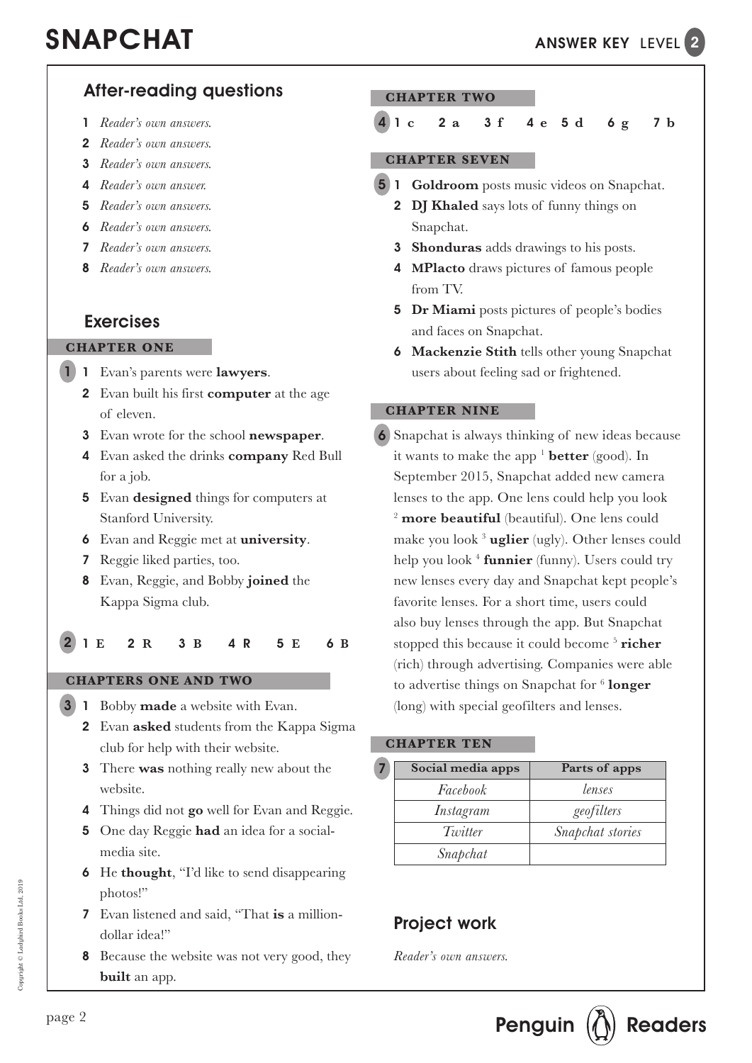# SNAPCHAT

ANSWER KEY LEVEL 2

## After-reading questions

1. *Reader's own answers.*
2. *Reader's own answers.*
3. *Reader's own answers.*
4. *Reader's own answer.*
5. *Reader's own answers.*
6. *Reader's own answers.*
7. *Reader's own answers.*
8. *Reader's own answers.*

## Exercises

### CHAPTER ONE

**1**

1. Evan's parents were **lawyers**.
2. Evan built his first **computer** at the age of eleven.
3. Evan wrote for the school **newspaper**.
4. Evan asked the drinks **company** Red Bull for a job.
5. Evan **designed** things for computers at Stanford University.
6. Evan and Reggie met at **university**.
7. Reggie liked parties, too.
8. Evan, Reggie, and Bobby **joined** the Kappa Sigma club.

**2** **1 E 2 R 3 B 4 R 5 E 6 B**

### CHAPTERS ONE AND TWO

**3**

1. Bobby **made** a website with Evan.
2. Evan **asked** students from the Kappa Sigma club for help with their website.
3. There **was** nothing really new about the website.
4. Things did not **go** well for Evan and Reggie.
5. One day Reggie **had** an idea for a social-media site.
6. He **thought**, "I'd like to send disappearing photos!"
7. Evan listened and said, "That **is** a million-dollar idea!"
8. Because the website was not very good, they **built** an app.

### CHAPTER TWO

**4** **1 c 2 a 3 f 4 e 5 d 6 g 7 b**

### CHAPTER SEVEN

**5**

1. **Goldroom** posts music videos on Snapchat.
2. **DJ Khaled** says lots of funny things on Snapchat.
3. **Shonduras** adds drawings to his posts.
4. **MPlacto** draws pictures of famous people from TV.
5. **Dr Miami** posts pictures of people's bodies and faces on Snapchat.
6. **Mackenzie Stith** tells other young Snapchat users about feeling sad or frightened.

### CHAPTER NINE

**6** Snapchat is always thinking of new ideas because it wants to make the app [1] **better** (good). In September 2015, Snapchat added new camera lenses to the app. One lens could help you look [2] **more beautiful** (beautiful). One lens could make you look [3] **uglier** (ugly). Other lenses could help you look [4] **funnier** (funny). Users could try new lenses every day and Snapchat kept people's favorite lenses. For a short time, users could also buy lenses through the app. But Snapchat stopped this because it could become [5] **richer** (rich) through advertising. Companies were able to advertise things on Snapchat for [6] **longer** (long) with special geofilters and lenses.

### CHAPTER TEN

**7**

| Social media apps | Parts of apps |
|---|---|
| *Facebook* | *lenses* |
| *Instagram* | *geofilters* |
| *Twitter* | *Snapchat stories* |
| *Snapchat* | |

## Project work

*Reader's own answers.*